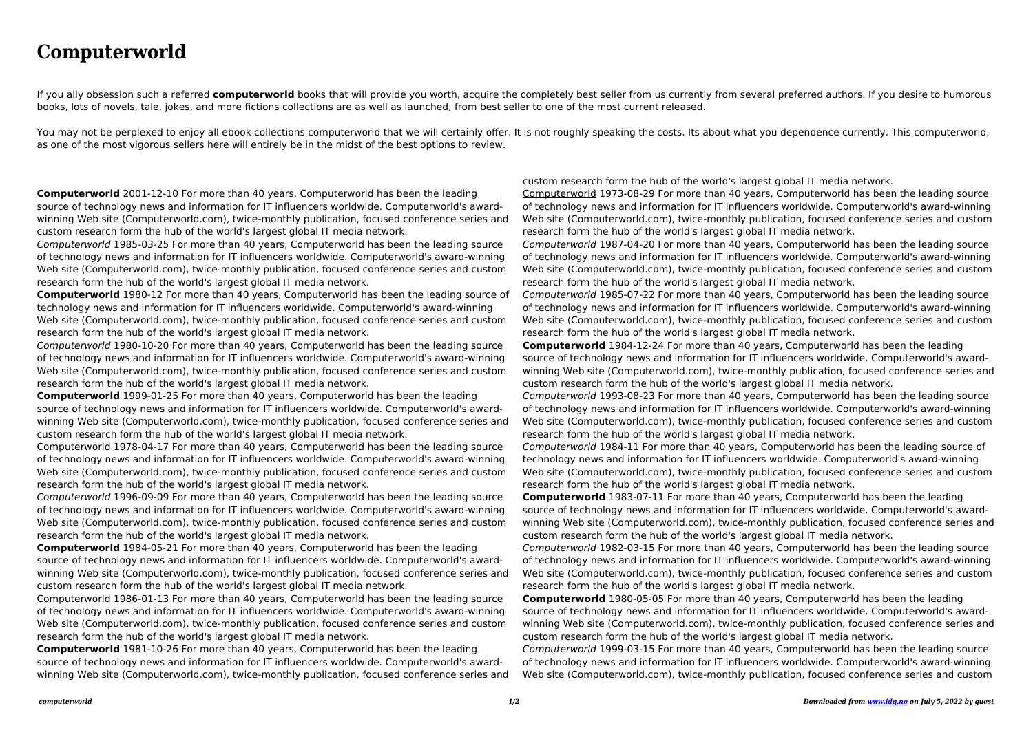# Computerworld

If you ally obsession such a referred **computerworld** books that will provide you worth, acquire the completely best seller from us currently from several preferred authors. If you desire to humorous books, lots of novels, tale, jokes, and more fictions collections are as well as launched, from best seller to one of the most current released.

You may not be perplexed to enjoy all ebook collections computerworld that we will certainly offer. It is not roughly speaking the costs. Its about what you dependence currently. This computerworld, as one of the most vigorous sellers here will entirely be in the midst of the best options to review.

**Computerworld** 2001-12-10 For more than 40 years, Computerworld has been the leading source of technology news and information for IT influencers worldwide. Computerworld's award-winning Web site (Computerworld.com), twice-monthly publication, focused conference series and custom research form the hub of the world's largest global IT media network.

*Computerworld* 1985-03-25 For more than 40 years, Computerworld has been the leading source of technology news and information for IT influencers worldwide. Computerworld's award-winning Web site (Computerworld.com), twice-monthly publication, focused conference series and custom research form the hub of the world's largest global IT media network.

**Computerworld** 1980-12 For more than 40 years, Computerworld has been the leading source of technology news and information for IT influencers worldwide. Computerworld's award-winning Web site (Computerworld.com), twice-monthly publication, focused conference series and custom research form the hub of the world's largest global IT media network.

*Computerworld* 1980-10-20 For more than 40 years, Computerworld has been the leading source of technology news and information for IT influencers worldwide. Computerworld's award-winning Web site (Computerworld.com), twice-monthly publication, focused conference series and custom research form the hub of the world's largest global IT media network.

**Computerworld** 1999-01-25 For more than 40 years, Computerworld has been the leading source of technology news and information for IT influencers worldwide. Computerworld's award-winning Web site (Computerworld.com), twice-monthly publication, focused conference series and custom research form the hub of the world's largest global IT media network.

Computerworld 1978-04-17 For more than 40 years, Computerworld has been the leading source of technology news and information for IT influencers worldwide. Computerworld's award-winning Web site (Computerworld.com), twice-monthly publication, focused conference series and custom research form the hub of the world's largest global IT media network.

*Computerworld* 1996-09-09 For more than 40 years, Computerworld has been the leading source of technology news and information for IT influencers worldwide. Computerworld's award-winning Web site (Computerworld.com), twice-monthly publication, focused conference series and custom research form the hub of the world's largest global IT media network.

**Computerworld** 1984-05-21 For more than 40 years, Computerworld has been the leading source of technology news and information for IT influencers worldwide. Computerworld's award-winning Web site (Computerworld.com), twice-monthly publication, focused conference series and custom research form the hub of the world's largest global IT media network.

Computerworld 1986-01-13 For more than 40 years, Computerworld has been the leading source of technology news and information for IT influencers worldwide. Computerworld's award-winning Web site (Computerworld.com), twice-monthly publication, focused conference series and custom research form the hub of the world's largest global IT media network.

**Computerworld** 1981-10-26 For more than 40 years, Computerworld has been the leading source of technology news and information for IT influencers worldwide. Computerworld's award-winning Web site (Computerworld.com), twice-monthly publication, focused conference series and custom research form the hub of the world's largest global IT media network.

Computerworld 1973-08-29 For more than 40 years, Computerworld has been the leading source of technology news and information for IT influencers worldwide. Computerworld's award-winning Web site (Computerworld.com), twice-monthly publication, focused conference series and custom research form the hub of the world's largest global IT media network.

*Computerworld* 1987-04-20 For more than 40 years, Computerworld has been the leading source of technology news and information for IT influencers worldwide. Computerworld's award-winning Web site (Computerworld.com), twice-monthly publication, focused conference series and custom research form the hub of the world's largest global IT media network.

*Computerworld* 1985-07-22 For more than 40 years, Computerworld has been the leading source of technology news and information for IT influencers worldwide. Computerworld's award-winning Web site (Computerworld.com), twice-monthly publication, focused conference series and custom research form the hub of the world's largest global IT media network.

**Computerworld** 1984-12-24 For more than 40 years, Computerworld has been the leading source of technology news and information for IT influencers worldwide. Computerworld's award-winning Web site (Computerworld.com), twice-monthly publication, focused conference series and custom research form the hub of the world's largest global IT media network.

*Computerworld* 1993-08-23 For more than 40 years, Computerworld has been the leading source of technology news and information for IT influencers worldwide. Computerworld's award-winning Web site (Computerworld.com), twice-monthly publication, focused conference series and custom research form the hub of the world's largest global IT media network.

*Computerworld* 1984-11 For more than 40 years, Computerworld has been the leading source of technology news and information for IT influencers worldwide. Computerworld's award-winning Web site (Computerworld.com), twice-monthly publication, focused conference series and custom research form the hub of the world's largest global IT media network.

**Computerworld** 1983-07-11 For more than 40 years, Computerworld has been the leading source of technology news and information for IT influencers worldwide. Computerworld's award-winning Web site (Computerworld.com), twice-monthly publication, focused conference series and custom research form the hub of the world's largest global IT media network.

*Computerworld* 1982-03-15 For more than 40 years, Computerworld has been the leading source of technology news and information for IT influencers worldwide. Computerworld's award-winning Web site (Computerworld.com), twice-monthly publication, focused conference series and custom research form the hub of the world's largest global IT media network.

**Computerworld** 1980-05-05 For more than 40 years, Computerworld has been the leading source of technology news and information for IT influencers worldwide. Computerworld's award-winning Web site (Computerworld.com), twice-monthly publication, focused conference series and custom research form the hub of the world's largest global IT media network.

*Computerworld* 1999-03-15 For more than 40 years, Computerworld has been the leading source of technology news and information for IT influencers worldwide. Computerworld's award-winning Web site (Computerworld.com), twice-monthly publication, focused conference series and custom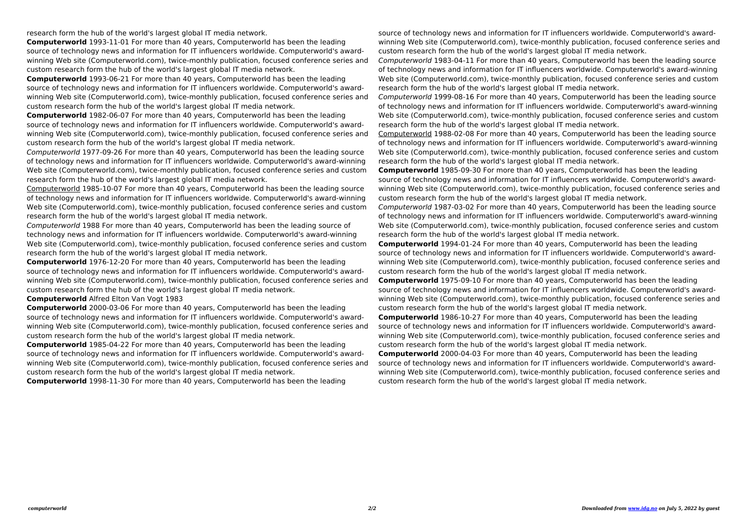research form the hub of the world's largest global IT media network.

**Computerworld** 1993-11-01 For more than 40 years, Computerworld has been the leading source of technology news and information for IT influencers worldwide. Computerworld's award-winning Web site (Computerworld.com), twice-monthly publication, focused conference series and custom research form the hub of the world's largest global IT media network.

**Computerworld** 1993-06-21 For more than 40 years, Computerworld has been the leading source of technology news and information for IT influencers worldwide. Computerworld's award-winning Web site (Computerworld.com), twice-monthly publication, focused conference series and custom research form the hub of the world's largest global IT media network.

**Computerworld** 1982-06-07 For more than 40 years, Computerworld has been the leading source of technology news and information for IT influencers worldwide. Computerworld's award-winning Web site (Computerworld.com), twice-monthly publication, focused conference series and custom research form the hub of the world's largest global IT media network.

*Computerworld* 1977-09-26 For more than 40 years, Computerworld has been the leading source of technology news and information for IT influencers worldwide. Computerworld's award-winning Web site (Computerworld.com), twice-monthly publication, focused conference series and custom research form the hub of the world's largest global IT media network.

Computerworld 1985-10-07 For more than 40 years, Computerworld has been the leading source of technology news and information for IT influencers worldwide. Computerworld's award-winning Web site (Computerworld.com), twice-monthly publication, focused conference series and custom research form the hub of the world's largest global IT media network.

*Computerworld* 1988 For more than 40 years, Computerworld has been the leading source of technology news and information for IT influencers worldwide. Computerworld's award-winning Web site (Computerworld.com), twice-monthly publication, focused conference series and custom research form the hub of the world's largest global IT media network.

**Computerworld** 1976-12-20 For more than 40 years, Computerworld has been the leading source of technology news and information for IT influencers worldwide. Computerworld's award-winning Web site (Computerworld.com), twice-monthly publication, focused conference series and custom research form the hub of the world's largest global IT media network.

**Computerworld** Alfred Elton Van Vogt 1983

**Computerworld** 2000-03-06 For more than 40 years, Computerworld has been the leading source of technology news and information for IT influencers worldwide. Computerworld's award-winning Web site (Computerworld.com), twice-monthly publication, focused conference series and custom research form the hub of the world's largest global IT media network.

**Computerworld** 1985-04-22 For more than 40 years, Computerworld has been the leading source of technology news and information for IT influencers worldwide. Computerworld's award-winning Web site (Computerworld.com), twice-monthly publication, focused conference series and custom research form the hub of the world's largest global IT media network.

**Computerworld** 1998-11-30 For more than 40 years, Computerworld has been the leading source of technology news and information for IT influencers worldwide. Computerworld's award-winning Web site (Computerworld.com), twice-monthly publication, focused conference series and custom research form the hub of the world's largest global IT media network.

*Computerworld* 1983-04-11 For more than 40 years, Computerworld has been the leading source of technology news and information for IT influencers worldwide. Computerworld's award-winning Web site (Computerworld.com), twice-monthly publication, focused conference series and custom research form the hub of the world's largest global IT media network.

*Computerworld* 1999-08-16 For more than 40 years, Computerworld has been the leading source of technology news and information for IT influencers worldwide. Computerworld's award-winning Web site (Computerworld.com), twice-monthly publication, focused conference series and custom research form the hub of the world's largest global IT media network.

Computerworld 1988-02-08 For more than 40 years, Computerworld has been the leading source of technology news and information for IT influencers worldwide. Computerworld's award-winning Web site (Computerworld.com), twice-monthly publication, focused conference series and custom research form the hub of the world's largest global IT media network.

**Computerworld** 1985-09-30 For more than 40 years, Computerworld has been the leading source of technology news and information for IT influencers worldwide. Computerworld's award-winning Web site (Computerworld.com), twice-monthly publication, focused conference series and custom research form the hub of the world's largest global IT media network.

*Computerworld* 1987-03-02 For more than 40 years, Computerworld has been the leading source of technology news and information for IT influencers worldwide. Computerworld's award-winning Web site (Computerworld.com), twice-monthly publication, focused conference series and custom research form the hub of the world's largest global IT media network.

**Computerworld** 1994-01-24 For more than 40 years, Computerworld has been the leading source of technology news and information for IT influencers worldwide. Computerworld's award-winning Web site (Computerworld.com), twice-monthly publication, focused conference series and custom research form the hub of the world's largest global IT media network.

**Computerworld** 1975-09-10 For more than 40 years, Computerworld has been the leading source of technology news and information for IT influencers worldwide. Computerworld's award-winning Web site (Computerworld.com), twice-monthly publication, focused conference series and custom research form the hub of the world's largest global IT media network.

**Computerworld** 1986-10-27 For more than 40 years, Computerworld has been the leading source of technology news and information for IT influencers worldwide. Computerworld's award-winning Web site (Computerworld.com), twice-monthly publication, focused conference series and custom research form the hub of the world's largest global IT media network.

**Computerworld** 2000-04-03 For more than 40 years, Computerworld has been the leading source of technology news and information for IT influencers worldwide. Computerworld's award-winning Web site (Computerworld.com), twice-monthly publication, focused conference series and custom research form the hub of the world's largest global IT media network.